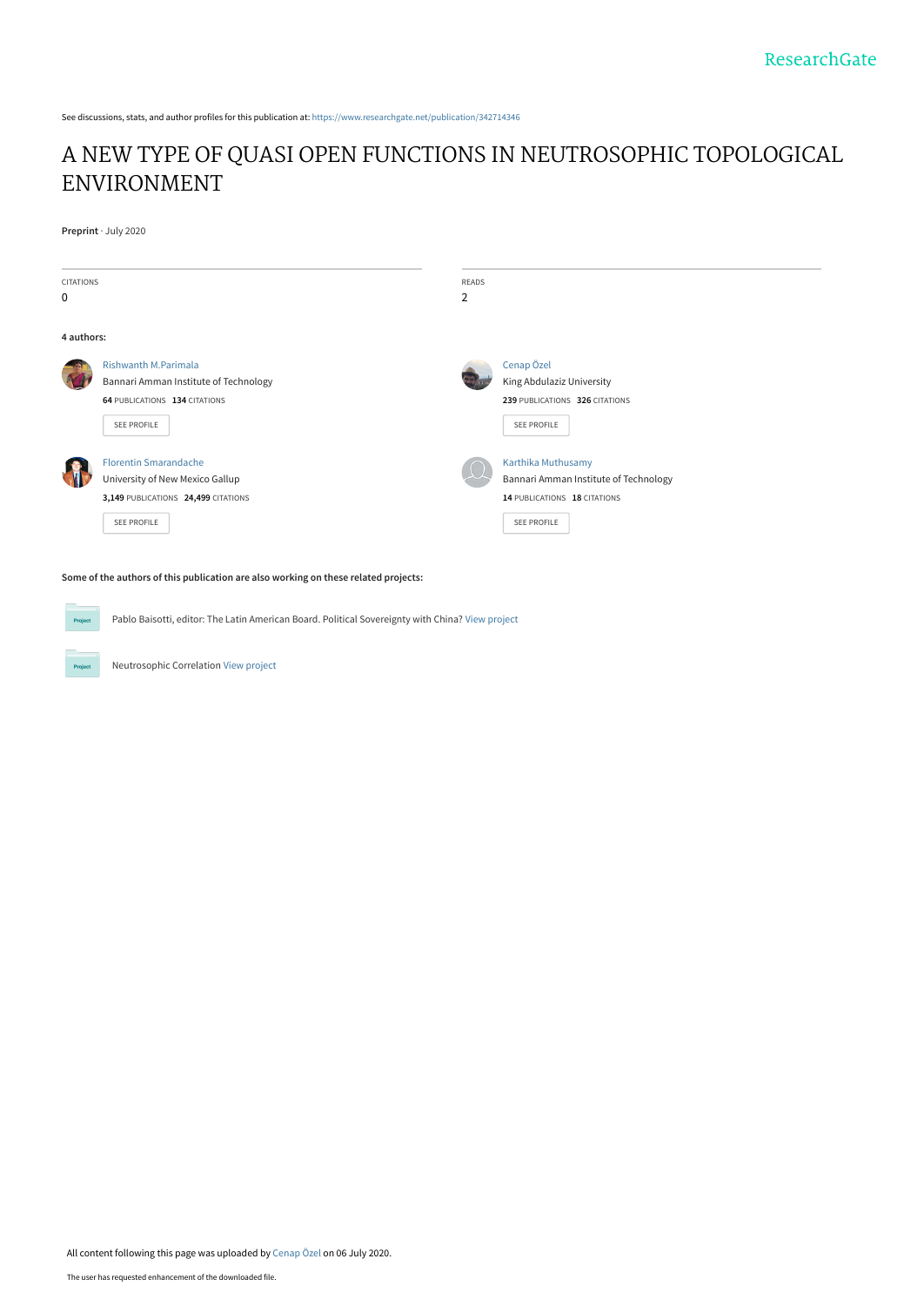ResearchGate

See discussions, stats, and author profiles for this publication at: https://www.researchgate.net/publication/342714346

# A NEW TYPE OF QUASI OPEN FUNCTIONS IN NEUTROSOPHIC TOPOLOGICAL ENVIRONMENT

**Preprint** · July 2020

| CITATIONS | READS |
|---|---|
| 0 | 2 |

**4 authors:**

**Rishwanth M.Parimala**
Bannari Amman Institute of Technology
**64** PUBLICATIONS **134** CITATIONS
SEE PROFILE

**Cenap Özel**
King Abdulaziz University
**239** PUBLICATIONS **326** CITATIONS
SEE PROFILE

**Florentin Smarandache**
University of New Mexico Gallup
**3,149** PUBLICATIONS **24,499** CITATIONS
SEE PROFILE

**Karthika Muthusamy**
Bannari Amman Institute of Technology
**14** PUBLICATIONS **18** CITATIONS
SEE PROFILE

**Some of the authors of this publication are also working on these related projects:**

Pablo Baisotti, editor: The Latin American Board. Political Sovereignty with China? View project

Neutrosophic Correlation View project

All content following this page was uploaded by Cenap Özel on 06 July 2020.

The user has requested enhancement of the downloaded file.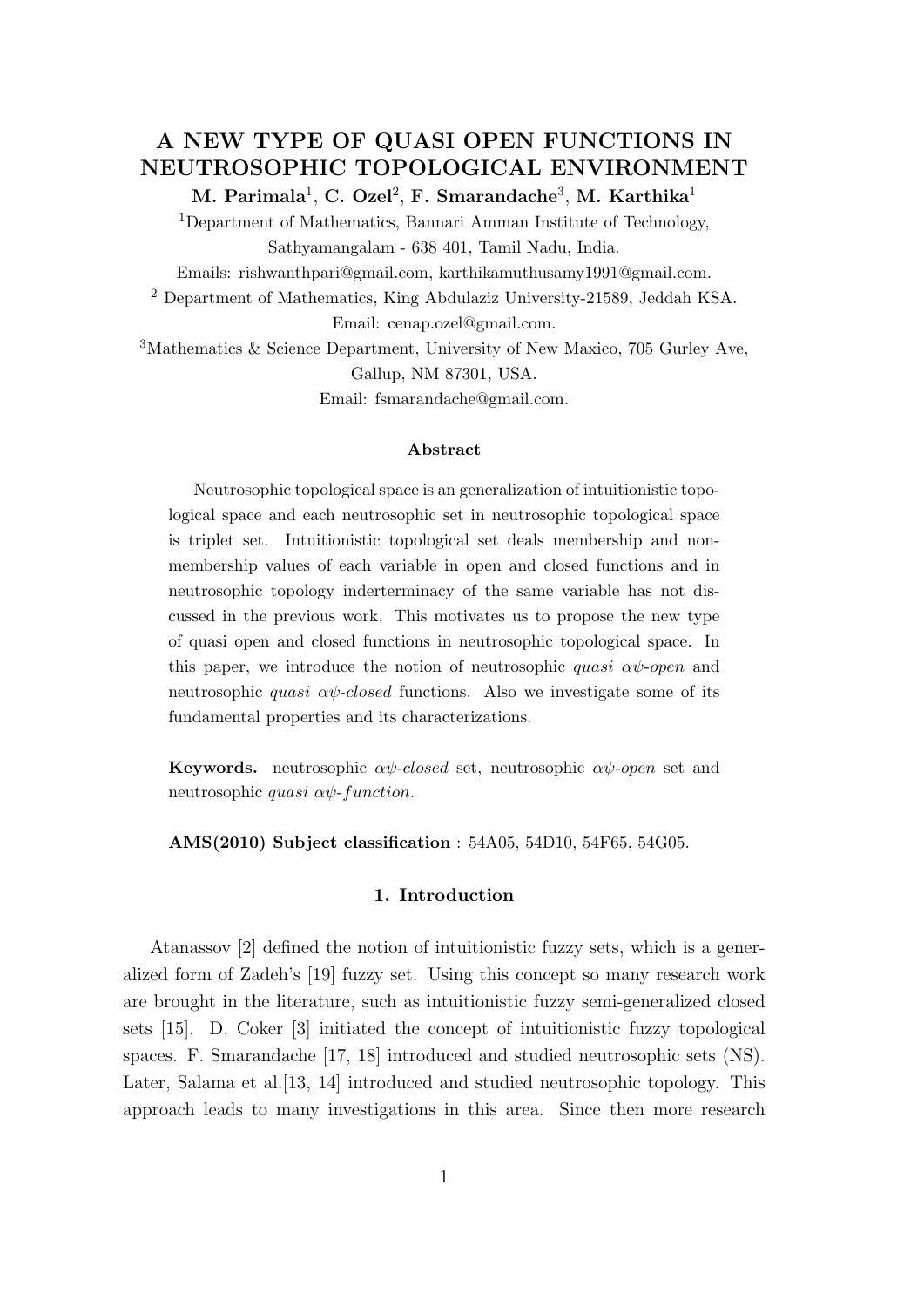# A NEW TYPE OF QUASI OPEN FUNCTIONS IN NEUTROSOPHIC TOPOLOGICAL ENVIRONMENT

**M. Parimala**[1], **C. Ozel**[2], **F. Smarandache**[3], **M. Karthika**[1]

[1]Department of Mathematics, Bannari Amman Institute of Technology, Sathyamangalam - 638 401, Tamil Nadu, India.
Emails: rishwanthpari@gmail.com, karthikamuthusamy1991@gmail.com.

[2] Department of Mathematics, King Abdulaziz University-21589, Jeddah KSA.
Email: cenap.ozel@gmail.com.

[3]Mathematics & Science Department, University of New Maxico, 705 Gurley Ave, Gallup, NM 87301, USA.
Email: fsmarandache@gmail.com.

### Abstract

Neutrosophic topological space is an generalization of intuitionistic topological space and each neutrosophic set in neutrosophic topological space is triplet set. Intuitionistic topological set deals membership and non-membership values of each variable in open and closed functions and in neutrosophic topology inderterminacy of the same variable has not discussed in the previous work. This motivates us to propose the new type of quasi open and closed functions in neutrosophic topological space. In this paper, we introduce the notion of neutrosophic *quasi $\alpha\psi$-open* and neutrosophic *quasi $\alpha\psi$-closed* functions. Also we investigate some of its fundamental properties and its characterizations.

**Keywords.** neutrosophic *$\alpha\psi$-closed* set, neutrosophic *$\alpha\psi$-open* set and neutrosophic *quasi $\alpha\psi$-function.*

**AMS(2010) Subject classification** : 54A05, 54D10, 54F65, 54G05.

## 1. Introduction

Atanassov [2] defined the notion of intuitionistic fuzzy sets, which is a generalized form of Zadeh's [19] fuzzy set. Using this concept so many research work are brought in the literature, such as intuitionistic fuzzy semi-generalized closed sets [15]. D. Coker [3] initiated the concept of intuitionistic fuzzy topological spaces. F. Smarandache [17, 18] introduced and studied neutrosophic sets (NS). Later, Salama et al.[13, 14] introduced and studied neutrosophic topology. This approach leads to many investigations in this area. Since then more research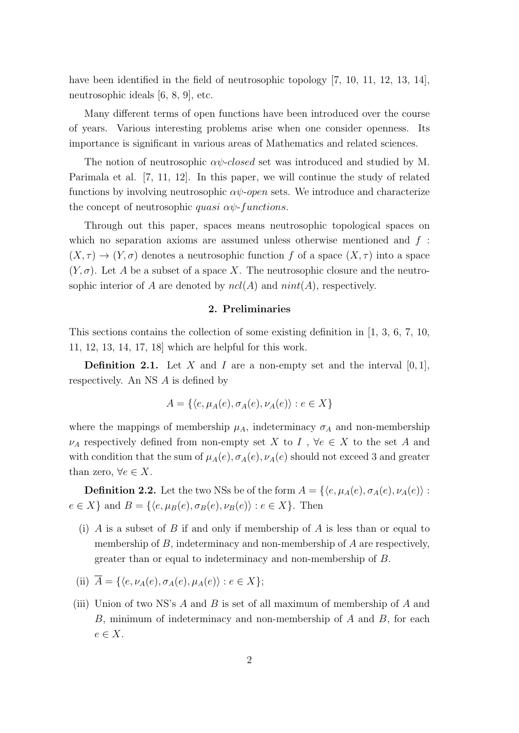have been identified in the field of neutrosophic topology [7, 10, 11, 12, 13, 14], neutrosophic ideals [6, 8, 9], etc.

Many different terms of open functions have been introduced over the course of years. Various interesting problems arise when one consider openness. Its importance is significant in various areas of Mathematics and related sciences.

The notion of neutrosophic $\alpha\psi$-*closed* set was introduced and studied by M. Parimala et al. [7, 11, 12]. In this paper, we will continue the study of related functions by involving neutrosophic $\alpha\psi$-*open* sets. We introduce and characterize the concept of neutrosophic *quasi* $\alpha\psi$-*functions*.

Through out this paper, spaces means neutrosophic topological spaces on which no separation axioms are assumed unless otherwise mentioned and $f : (X, \tau) \to (Y, \sigma)$ denotes a neutrosophic function $f$ of a space $(X, \tau)$ into a space $(Y, \sigma)$. Let $A$ be a subset of a space $X$. The neutrosophic closure and the neutrosophic interior of $A$ are denoted by $ncl(A)$ and $nint(A)$, respectively.

## 2. Preliminaries

This sections contains the collection of some existing definition in [1, 3, 6, 7, 10, 11, 12, 13, 14, 17, 18] which are helpful for this work.

**Definition 2.1.** Let $X$ and $I$ are a non-empty set and the interval $[0, 1]$, respectively. An NS $A$ is defined by

$$A = \{\langle e, \mu_A(e), \sigma_A(e), \nu_A(e)\rangle : e \in X\}$$

where the mappings of membership $\mu_A$, indeterminacy $\sigma_A$ and non-membership $\nu_A$ respectively defined from non-empty set $X$ to $I$ , $\forall e \in X$ to the set $A$ and with condition that the sum of $\mu_A(e), \sigma_A(e), \nu_A(e)$ should not exceed 3 and greater than zero, $\forall e \in X$.

**Definition 2.2.** Let the two NSs be of the form $A = \{\langle e, \mu_A(e), \sigma_A(e), \nu_A(e)\rangle : e \in X\}$ and $B = \{\langle e, \mu_B(e), \sigma_B(e), \nu_B(e)\rangle : e \in X\}$. Then

(i) $A$ is a subset of $B$ if and only if membership of $A$ is less than or equal to membership of $B$, indeterminacy and non-membership of $A$ are respectively, greater than or equal to indeterminacy and non-membership of $B$.

(ii) $\overline{A} = \{\langle e, \nu_A(e), \sigma_A(e), \mu_A(e)\rangle : e \in X\}$;

(iii) Union of two NS's $A$ and $B$ is set of all maximum of membership of $A$ and $B$, minimum of indeterminacy and non-membership of $A$ and $B$, for each $e \in X$.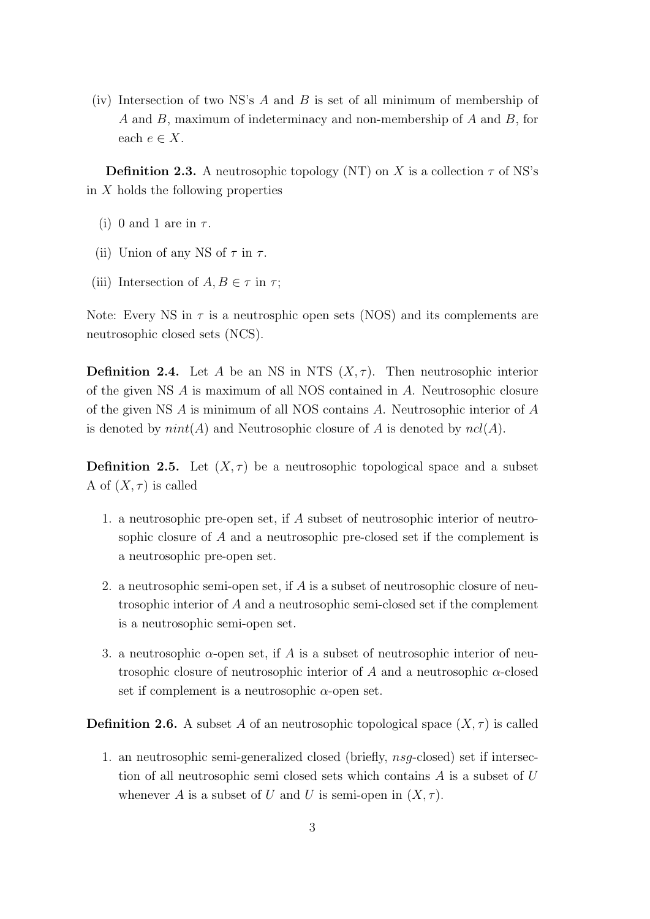(iv) Intersection of two NS's $A$ and $B$ is set of all minimum of membership of $A$ and $B$, maximum of indeterminacy and non-membership of $A$ and $B$, for each $e \in X$.

**Definition 2.3.** A neutrosophic topology (NT) on $X$ is a collection $\tau$ of NS's in $X$ holds the following properties

(i) 0 and 1 are in $\tau$.

(ii) Union of any NS of $\tau$ in $\tau$.

(iii) Intersection of $A, B \in \tau$ in $\tau$;

Note: Every NS in $\tau$ is a neutrosphic open sets (NOS) and its complements are neutrosophic closed sets (NCS).

**Definition 2.4.** Let $A$ be an NS in NTS $(X, \tau)$. Then neutrosophic interior of the given NS $A$ is maximum of all NOS contained in $A$. Neutrosophic closure of the given NS $A$ is minimum of all NOS contains $A$. Neutrosophic interior of $A$ is denoted by $nint(A)$ and Neutrosophic closure of $A$ is denoted by $ncl(A)$.

**Definition 2.5.** Let $(X, \tau)$ be a neutrosophic topological space and a subset A of $(X, \tau)$ is called

1. a neutrosophic pre-open set, if $A$ subset of neutrosophic interior of neutrosophic closure of $A$ and a neutrosophic pre-closed set if the complement is a neutrosophic pre-open set.
2. a neutrosophic semi-open set, if $A$ is a subset of neutrosophic closure of neutrosophic interior of $A$ and a neutrosophic semi-closed set if the complement is a neutrosophic semi-open set.
3. a neutrosophic $\alpha$-open set, if $A$ is a subset of neutrosophic interior of neutrosophic closure of neutrosophic interior of $A$ and a neutrosophic $\alpha$-closed set if complement is a neutrosophic $\alpha$-open set.

**Definition 2.6.** A subset $A$ of an neutrosophic topological space $(X, \tau)$ is called

1. an neutrosophic semi-generalized closed (briefly, $nsg$-closed) set if intersection of all neutrosophic semi closed sets which contains $A$ is a subset of $U$ whenever $A$ is a subset of $U$ and $U$ is semi-open in $(X, \tau)$.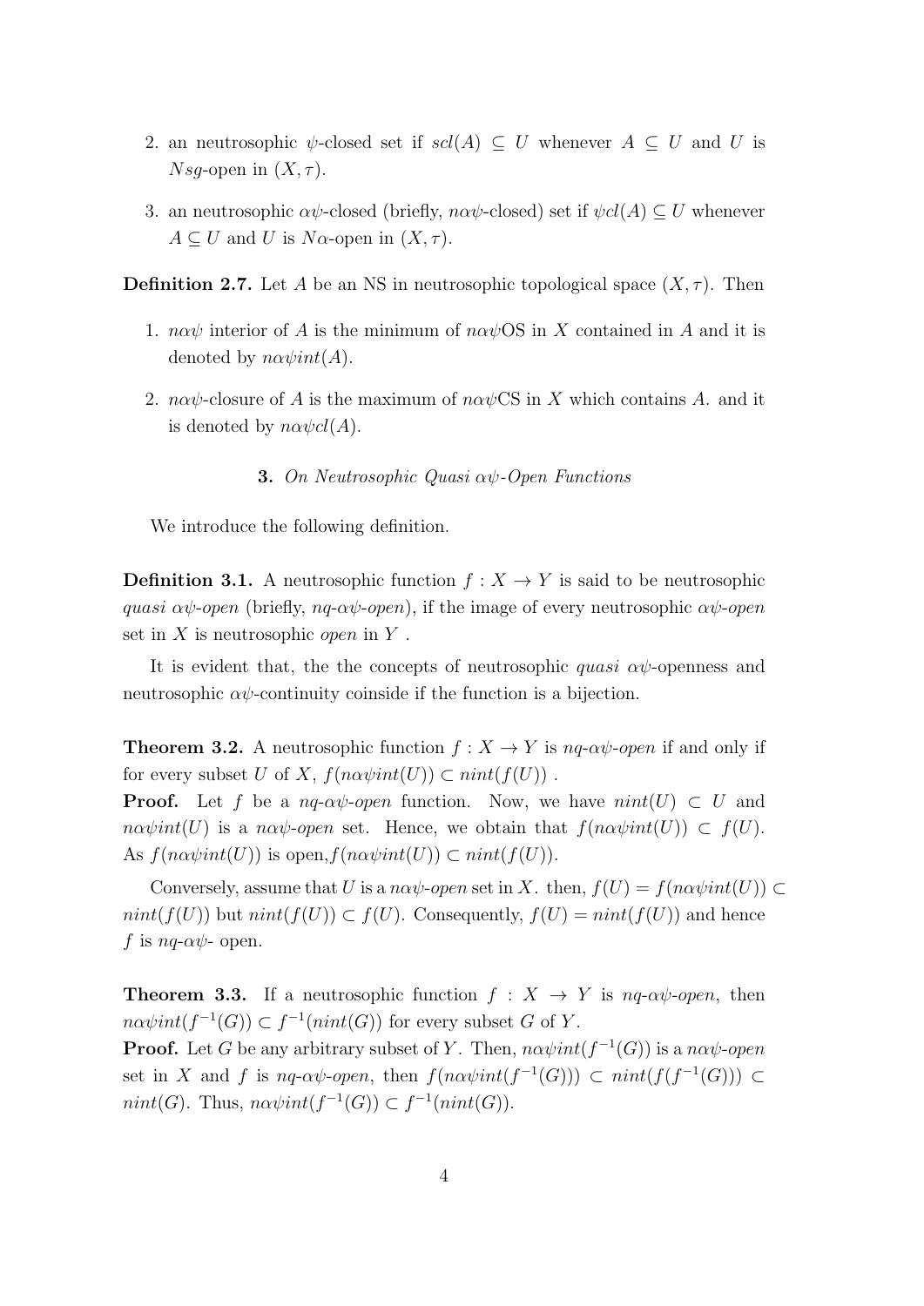2. an neutrosophic $\psi$-closed set if $scl(A) \subseteq U$ whenever $A \subseteq U$ and $U$ is $Nsg$-open in $(X, \tau)$.

3. an neutrosophic $\alpha\psi$-closed (briefly, $n\alpha\psi$-closed) set if $\psi cl(A) \subseteq U$ whenever $A \subseteq U$ and $U$ is $N\alpha$-open in $(X, \tau)$.

**Definition 2.7.** Let $A$ be an NS in neutrosophic topological space $(X, \tau)$. Then

1. $n\alpha\psi$ interior of $A$ is the minimum of $n\alpha\psi$OS in $X$ contained in $A$ and it is denoted by $n\alpha\psi int(A)$.

2. $n\alpha\psi$-closure of $A$ is the maximum of $n\alpha\psi$CS in $X$ which contains $A$. and it is denoted by $n\alpha\psi cl(A)$.

### 3. *On Neutrosophic Quasi $\alpha\psi$-Open Functions*

We introduce the following definition.

**Definition 3.1.** A neutrosophic function $f : X \to Y$ is said to be neutrosophic *quasi $\alpha\psi$-open* (briefly, *nq-$\alpha\psi$-open*), if the image of every neutrosophic *$\alpha\psi$-open* set in $X$ is neutrosophic *open* in $Y$ .

It is evident that, the the concepts of neutrosophic *quasi* $\alpha\psi$-openness and neutrosophic $\alpha\psi$-continuity coinside if the function is a bijection.

**Theorem 3.2.** A neutrosophic function $f : X \to Y$ is *nq-$\alpha\psi$-open* if and only if for every subset $U$ of $X$, $f(n\alpha\psi int(U)) \subset nint(f(U))$ .
**Proof.** Let $f$ be a *nq-$\alpha\psi$-open* function. Now, we have $nint(U) \subset U$ and $n\alpha\psi int(U)$ is a *n$\alpha\psi$-open* set. Hence, we obtain that $f(n\alpha\psi int(U)) \subset f(U)$. As $f(n\alpha\psi int(U))$ is open,$f(n\alpha\psi int(U)) \subset nint(f(U))$.

Conversely, assume that $U$ is a *n$\alpha\psi$-open* set in $X$. then, $f(U) = f(n\alpha\psi int(U)) \subset nint(f(U))$ but $nint(f(U)) \subset f(U)$. Consequently, $f(U) = nint(f(U))$ and hence $f$ is *nq-$\alpha\psi$-* open.

**Theorem 3.3.** If a neutrosophic function $f : X \to Y$ is *nq-$\alpha\psi$-open*, then $n\alpha\psi int(f^{-1}(G)) \subset f^{-1}(nint(G))$ for every subset $G$ of $Y$.
**Proof.** Let $G$ be any arbitrary subset of $Y$. Then, $n\alpha\psi int(f^{-1}(G))$ is a *n$\alpha\psi$-open* set in $X$ and $f$ is *nq-$\alpha\psi$-open*, then $f(n\alpha\psi int(f^{-1}(G))) \subset nint(f(f^{-1}(G))) \subset nint(G)$. Thus, $n\alpha\psi int(f^{-1}(G)) \subset f^{-1}(nint(G))$.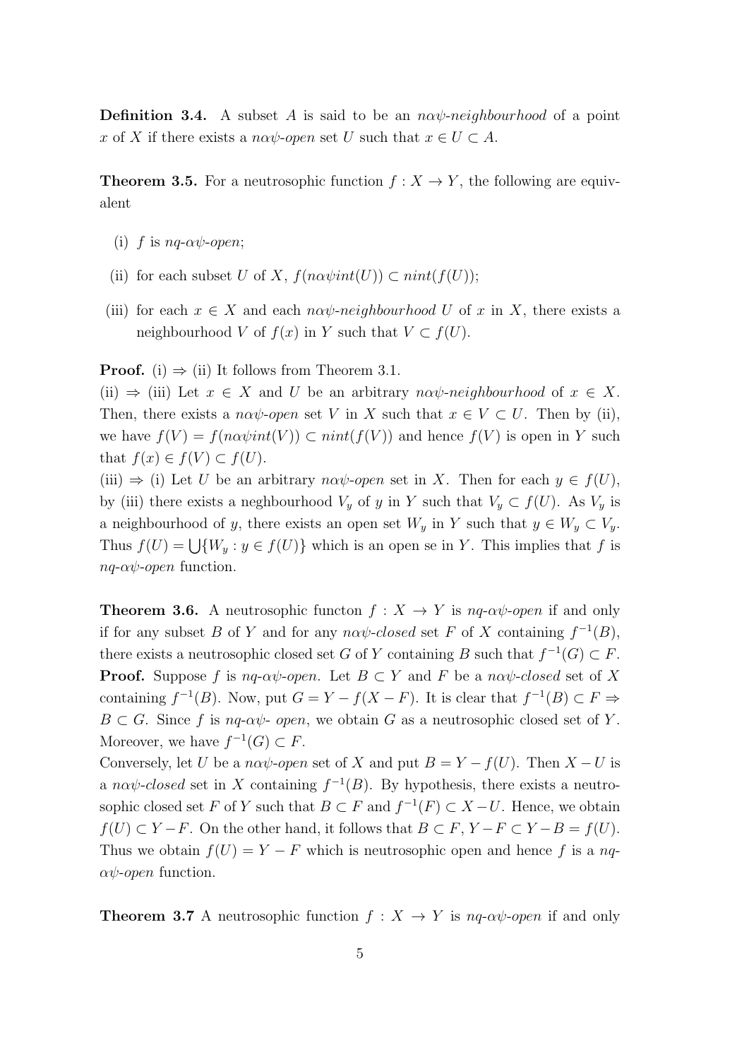**Definition 3.4.** A subset $A$ is said to be an *nαψ-neighbourhood* of a point $x$ of $X$ if there exists a *nαψ-open* set $U$ such that $x \in U \subset A$.

**Theorem 3.5.** For a neutrosophic function $f : X \to Y$, the following are equivalent

- (i) $f$ is *nq-αψ-open*;
- (ii) for each subset $U$ of $X$, $f(n\alpha\psi int(U)) \subset nint(f(U))$;
- (iii) for each $x \in X$ and each *nαψ-neighbourhood* $U$ of $x$ in $X$, there exists a neighbourhood $V$ of $f(x)$ in $Y$ such that $V \subset f(U)$.

**Proof.** (i) $\Rightarrow$ (ii) It follows from Theorem 3.1.

(ii) $\Rightarrow$ (iii) Let $x \in X$ and $U$ be an arbitrary *nαψ-neighbourhood* of $x \in X$. Then, there exists a *nαψ-open* set $V$ in $X$ such that $x \in V \subset U$. Then by (ii), we have $f(V) = f(n\alpha\psi int(V)) \subset nint(f(V))$ and hence $f(V)$ is open in $Y$ such that $f(x) \in f(V) \subset f(U)$.

(iii) $\Rightarrow$ (i) Let $U$ be an arbitrary *nαψ-open* set in $X$. Then for each $y \in f(U)$, by (iii) there exists a neghbourhood $V_y$ of $y$ in $Y$ such that $V_y \subset f(U)$. As $V_y$ is a neighbourhood of $y$, there exists an open set $W_y$ in $Y$ such that $y \in W_y \subset V_y$. Thus $f(U) = \bigcup\{W_y : y \in f(U)\}$ which is an open se in $Y$. This implies that $f$ is *nq-αψ-open* function.

**Theorem 3.6.** A neutrosophic functon $f : X \to Y$ is *nq-αψ-open* if and only if for any subset $B$ of $Y$ and for any *nαψ-closed* set $F$ of $X$ containing $f^{-1}(B)$, there exists a neutrosophic closed set $G$ of $Y$ containing $B$ such that $f^{-1}(G) \subset F$.

**Proof.** Suppose $f$ is *nq-αψ-open*. Let $B \subset Y$ and $F$ be a *nαψ-closed* set of $X$ containing $f^{-1}(B)$. Now, put $G = Y - f(X - F)$. It is clear that $f^{-1}(B) \subset F \Rightarrow B \subset G$. Since $f$ is *nq-αψ- open*, we obtain $G$ as a neutrosophic closed set of $Y$. Moreover, we have $f^{-1}(G) \subset F$.

Conversely, let $U$ be a *nαψ-open* set of $X$ and put $B = Y - f(U)$. Then $X - U$ is a *nαψ-closed* set in $X$ containing $f^{-1}(B)$. By hypothesis, there exists a neutrosophic closed set $F$ of $Y$ such that $B \subset F$ and $f^{-1}(F) \subset X - U$. Hence, we obtain $f(U) \subset Y - F$. On the other hand, it follows that $B \subset F$, $Y - F \subset Y - B = f(U)$. Thus we obtain $f(U) = Y - F$ which is neutrosophic open and hence $f$ is a *nq-αψ-open* function.

**Theorem 3.7** A neutrosophic function $f : X \to Y$ is *nq-αψ-open* if and only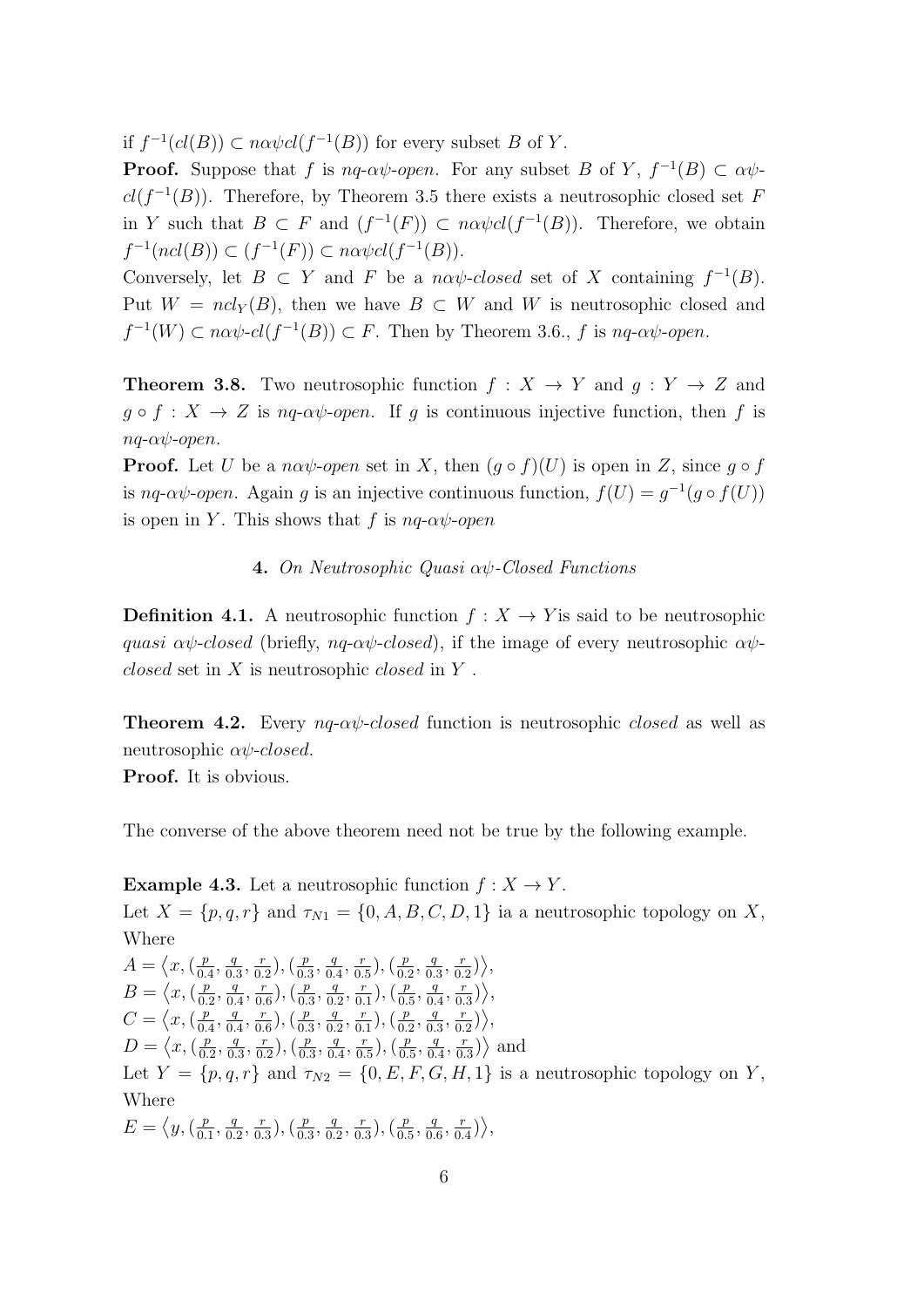if $f^{-1}(cl(B)) \subset n\alpha\psi cl(f^{-1}(B))$ for every subset $B$ of $Y$.

**Proof.** Suppose that $f$ is *nq-*$\alpha\psi$*-open*. For any subset $B$ of $Y$, $f^{-1}(B) \subset \alpha\psi$-$cl(f^{-1}(B))$. Therefore, by Theorem 3.5 there exists a neutrosophic closed set $F$ in $Y$ such that $B \subset F$ and $(f^{-1}(F)) \subset n\alpha\psi cl(f^{-1}(B))$. Therefore, we obtain $f^{-1}(ncl(B)) \subset (f^{-1}(F)) \subset n\alpha\psi cl(f^{-1}(B))$.

Conversely, let $B \subset Y$ and $F$ be a $n\alpha\psi$*-closed* set of $X$ containing $f^{-1}(B)$. Put $W = ncl_Y(B)$, then we have $B \subset W$ and $W$ is neutrosophic closed and $f^{-1}(W) \subset n\alpha\psi$-$cl(f^{-1}(B)) \subset F$. Then by Theorem 3.6., $f$ is *nq-*$\alpha\psi$*-open*.

**Theorem 3.8.** Two neutrosophic function $f : X \to Y$ and $g : Y \to Z$ and $g \circ f : X \to Z$ is *nq-*$\alpha\psi$*-open*. If $g$ is continuous injective function, then $f$ is *nq-*$\alpha\psi$*-open*.

**Proof.** Let $U$ be a $n\alpha\psi$*-open* set in $X$, then $(g \circ f)(U)$ is open in $Z$, since $g \circ f$ is *nq-*$\alpha\psi$*-open*. Again $g$ is an injective continuous function, $f(U) = g^{-1}(g \circ f(U))$ is open in $Y$. This shows that $f$ is *nq-*$\alpha\psi$*-open*

## 4. *On Neutrosophic Quasi* $\alpha\psi$*-Closed Functions*

**Definition 4.1.** A neutrosophic function $f : X \to Y$is said to be neutrosophic *quasi* $\alpha\psi$*-closed* (briefly, *nq-*$\alpha\psi$*-closed*), if the image of every neutrosophic $\alpha\psi$*-closed* set in $X$ is neutrosophic *closed* in $Y$ .

**Theorem 4.2.** Every *nq-*$\alpha\psi$*-closed* function is neutrosophic *closed* as well as neutrosophic $\alpha\psi$*-closed*.

**Proof.** It is obvious.

The converse of the above theorem need not be true by the following example.

**Example 4.3.** Let a neutrosophic function $f : X \to Y$.

Let $X = \{p, q, r\}$ and $\tau_{N1} = \{0, A, B, C, D, 1\}$ ia a neutrosophic topology on $X$, Where

$A = \left\langle x, (\frac{p}{0.4}, \frac{q}{0.3}, \frac{r}{0.2}), (\frac{p}{0.3}, \frac{q}{0.4}, \frac{r}{0.5}), (\frac{p}{0.2}, \frac{q}{0.3}, \frac{r}{0.2}) \right\rangle$,

$B = \left\langle x, (\frac{p}{0.2}, \frac{q}{0.4}, \frac{r}{0.6}), (\frac{p}{0.3}, \frac{q}{0.2}, \frac{r}{0.1}), (\frac{p}{0.5}, \frac{q}{0.4}, \frac{r}{0.3}) \right\rangle$,

$C = \left\langle x, (\frac{p}{0.4}, \frac{q}{0.4}, \frac{r}{0.6}), (\frac{p}{0.3}, \frac{q}{0.2}, \frac{r}{0.1}), (\frac{p}{0.2}, \frac{q}{0.3}, \frac{r}{0.2}) \right\rangle$,

$D = \left\langle x, (\frac{p}{0.2}, \frac{q}{0.3}, \frac{r}{0.2}), (\frac{p}{0.3}, \frac{q}{0.4}, \frac{r}{0.5}), (\frac{p}{0.5}, \frac{q}{0.4}, \frac{r}{0.3}) \right\rangle$ and

Let $Y = \{p, q, r\}$ and $\tau_{N2} = \{0, E, F, G, H, 1\}$ is a neutrosophic topology on $Y$, Where

$E = \left\langle y, (\frac{p}{0.1}, \frac{q}{0.2}, \frac{r}{0.3}), (\frac{p}{0.3}, \frac{q}{0.2}, \frac{r}{0.3}), (\frac{p}{0.5}, \frac{q}{0.6}, \frac{r}{0.4}) \right\rangle$,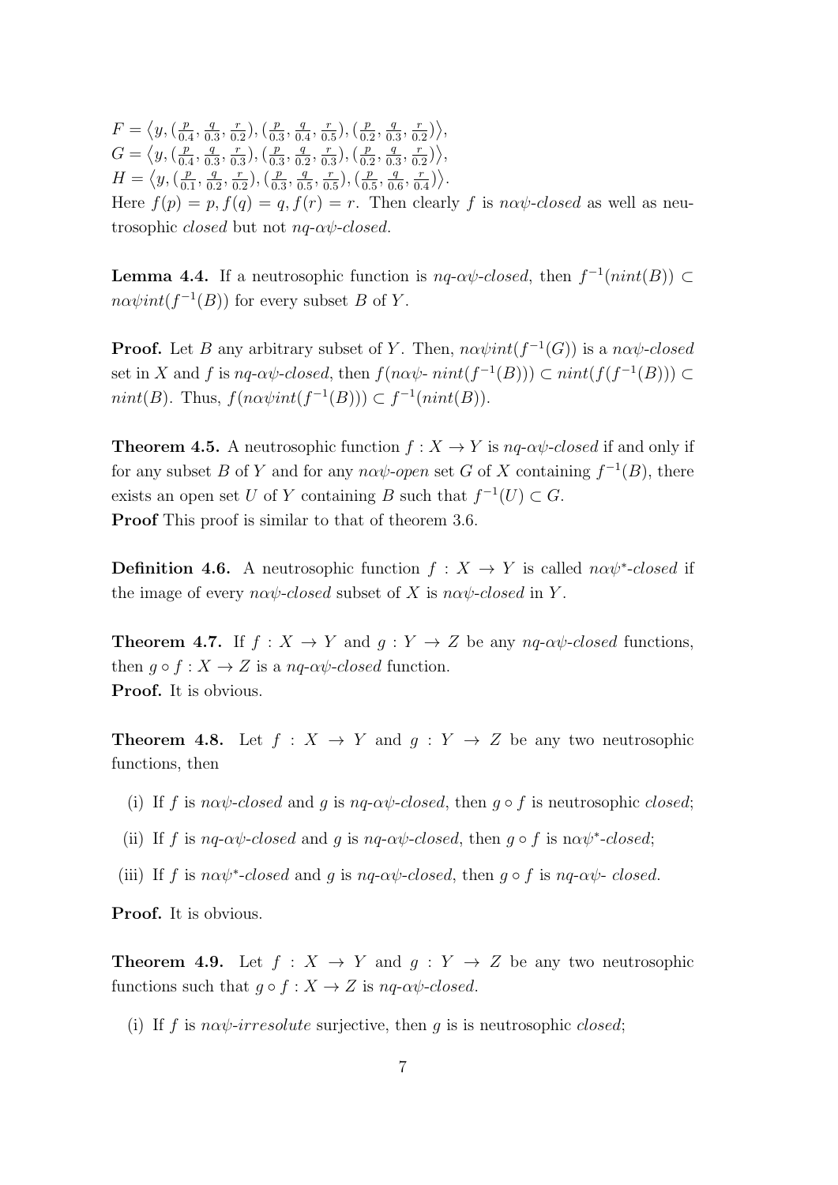$F = \langle y, (\frac{p}{0.4}, \frac{q}{0.3}, \frac{r}{0.2}), (\frac{p}{0.3}, \frac{q}{0.4}, \frac{r}{0.5}), (\frac{p}{0.2}, \frac{q}{0.3}, \frac{r}{0.2}) \rangle$,
$G = \langle y, (\frac{p}{0.4}, \frac{q}{0.3}, \frac{r}{0.3}), (\frac{p}{0.3}, \frac{q}{0.2}, \frac{r}{0.3}), (\frac{p}{0.2}, \frac{q}{0.3}, \frac{r}{0.2}) \rangle$,
$H = \langle y, (\frac{p}{0.1}, \frac{q}{0.2}, \frac{r}{0.2}), (\frac{p}{0.3}, \frac{q}{0.5}, \frac{r}{0.5}), (\frac{p}{0.5}, \frac{q}{0.6}, \frac{r}{0.4}) \rangle$.
Here $f(p) = p, f(q) = q, f(r) = r$. Then clearly $f$ is *$n\alpha\psi$-closed* as well as neutrosophic *closed* but not *nq-$\alpha\psi$-closed*.

**Lemma 4.4.** If a neutrosophic function is *nq-$\alpha\psi$-closed*, then $f^{-1}(nint(B)) \subset n\alpha\psi int(f^{-1}(B))$ for every subset $B$ of $Y$.

**Proof.** Let $B$ any arbitrary subset of $Y$. Then, $n\alpha\psi int(f^{-1}(G))$ is a *$n\alpha\psi$-closed* set in $X$ and $f$ is *nq-$\alpha\psi$-closed*, then $f(n\alpha\psi\text{-}\ nint(f^{-1}(B))) \subset nint(f(f^{-1}(B))) \subset nint(B)$. Thus, $f(n\alpha\psi int(f^{-1}(B))) \subset f^{-1}(nint(B))$.

**Theorem 4.5.** A neutrosophic function $f : X \to Y$ is *nq-$\alpha\psi$-closed* if and only if for any subset $B$ of $Y$ and for any *$n\alpha\psi$-open* set $G$ of $X$ containing $f^{-1}(B)$, there exists an open set $U$ of $Y$ containing $B$ such that $f^{-1}(U) \subset G$.
**Proof** This proof is similar to that of theorem 3.6.

**Definition 4.6.** A neutrosophic function $f : X \to Y$ is called *$n\alpha\psi^*$-closed* if the image of every *$n\alpha\psi$-closed* subset of $X$ is *$n\alpha\psi$-closed* in $Y$.

**Theorem 4.7.** If $f : X \to Y$ and $g : Y \to Z$ be any *nq-$\alpha\psi$-closed* functions, then $g \circ f : X \to Z$ is a *nq-$\alpha\psi$-closed* function.
**Proof.** It is obvious.

**Theorem 4.8.** Let $f : X \to Y$ and $g : Y \to Z$ be any two neutrosophic functions, then

(i) If $f$ is *$n\alpha\psi$-closed* and $g$ is *nq-$\alpha\psi$-closed*, then $g \circ f$ is neutrosophic *closed*;

(ii) If $f$ is *nq-$\alpha\psi$-closed* and $g$ is *nq-$\alpha\psi$-closed*, then $g \circ f$ is n$\alpha\psi^*$*-closed*;

(iii) If $f$ is *$n\alpha\psi^*$-closed* and $g$ is *nq-$\alpha\psi$-closed*, then $g \circ f$ is *nq-$\alpha\psi$- closed*.

**Proof.** It is obvious.

**Theorem 4.9.** Let $f : X \to Y$ and $g : Y \to Z$ be any two neutrosophic functions such that $g \circ f : X \to Z$ is *nq-$\alpha\psi$-closed*.

(i) If $f$ is *$n\alpha\psi$-irresolute* surjective, then $g$ is is neutrosophic *closed*;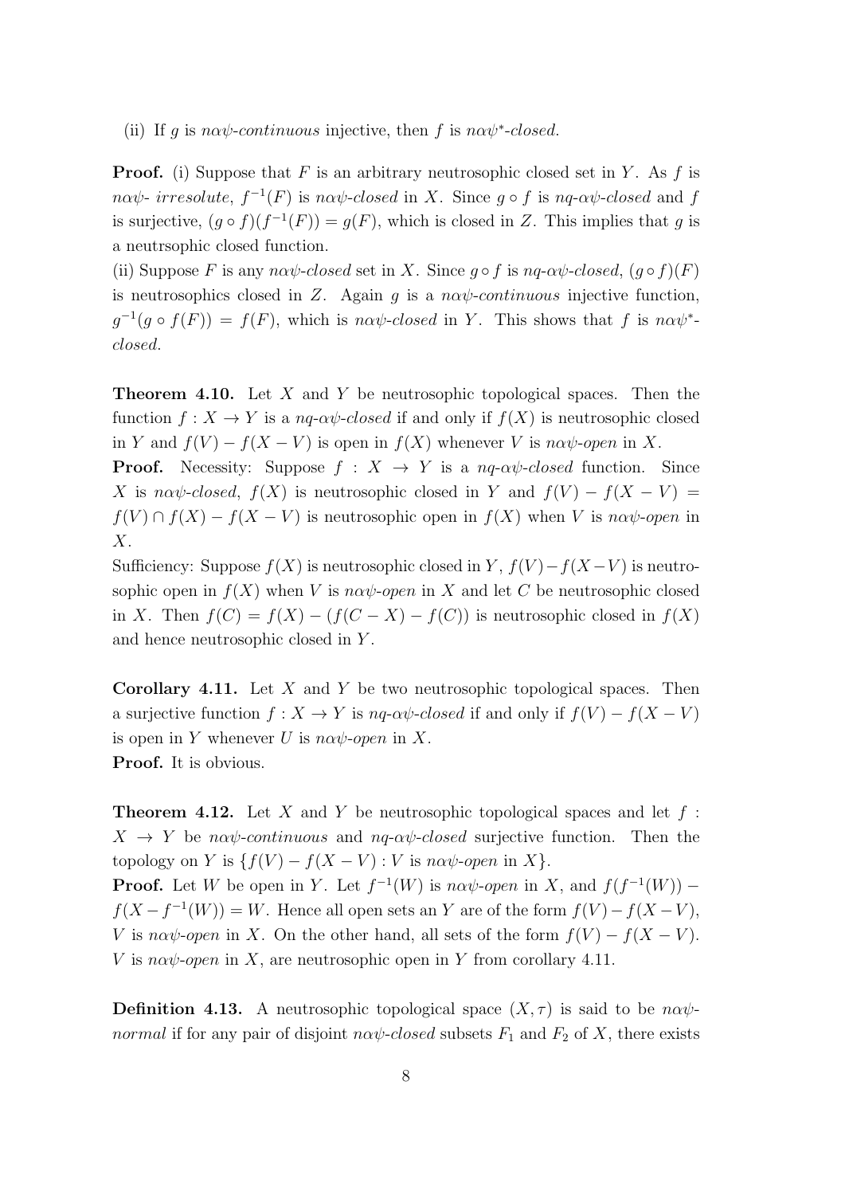(ii) If $g$ is *nαψ-continuous* injective, then $f$ is *nαψ\*-closed*.

**Proof.** (i) Suppose that $F$ is an arbitrary neutrosophic closed set in $Y$. As $f$ is *nαψ- irresolute*, $f^{-1}(F)$ is *nαψ-closed* in $X$. Since $g \circ f$ is *nq-αψ-closed* and $f$ is surjective, $(g \circ f)(f^{-1}(F)) = g(F)$, which is closed in $Z$. This implies that $g$ is a neutrsophic closed function.

(ii) Suppose $F$ is any *nαψ-closed* set in $X$. Since $g \circ f$ is *nq-αψ-closed*, $(g \circ f)(F)$ is neutrosophics closed in $Z$. Again $g$ is a *nαψ-continuous* injective function, $g^{-1}(g \circ f(F)) = f(F)$, which is *nαψ-closed* in $Y$. This shows that $f$ is *nαψ\*-closed*.

**Theorem 4.10.** Let $X$ and $Y$ be neutrosophic topological spaces. Then the function $f : X \to Y$ is a *nq-αψ-closed* if and only if $f(X)$ is neutrosophic closed in $Y$ and $f(V) - f(X - V)$ is open in $f(X)$ whenever $V$ is *nαψ-open* in $X$.

**Proof.** Necessity: Suppose $f : X \to Y$ is a *nq-αψ-closed* function. Since $X$ is *nαψ-closed*, $f(X)$ is neutrosophic closed in $Y$ and $f(V) - f(X - V) = f(V) \cap f(X) - f(X - V)$ is neutrosophic open in $f(X)$ when $V$ is *nαψ-open* in $X$.

Sufficiency: Suppose $f(X)$ is neutrosophic closed in $Y$, $f(V) - f(X - V)$ is neutrosophic open in $f(X)$ when $V$ is *nαψ-open* in $X$ and let $C$ be neutrosophic closed in $X$. Then $f(C) = f(X) - (f(C - X) - f(C))$ is neutrosophic closed in $f(X)$ and hence neutrosophic closed in $Y$.

**Corollary 4.11.** Let $X$ and $Y$ be two neutrosophic topological spaces. Then a surjective function $f : X \to Y$ is *nq-αψ-closed* if and only if $f(V) - f(X - V)$ is open in $Y$ whenever $U$ is *nαψ-open* in $X$.

**Proof.** It is obvious.

**Theorem 4.12.** Let $X$ and $Y$ be neutrosophic topological spaces and let $f : X \to Y$ be *nαψ-continuous* and *nq-αψ-closed* surjective function. Then the topology on $Y$ is $\{f(V) - f(X - V) : V \text{ is } n\alpha\psi\text{-open in } X\}$.

**Proof.** Let $W$ be open in $Y$. Let $f^{-1}(W)$ is *nαψ-open* in $X$, and $f(f^{-1}(W)) - f(X - f^{-1}(W)) = W$. Hence all open sets an $Y$ are of the form $f(V) - f(X - V)$, $V$ is *nαψ-open* in $X$. On the other hand, all sets of the form $f(V) - f(X - V)$. $V$ is *nαψ-open* in $X$, are neutrosophic open in $Y$ from corollary 4.11.

**Definition 4.13.** A neutrosophic topological space $(X, \tau)$ is said to be *nαψ-normal* if for any pair of disjoint *nαψ-closed* subsets $F_1$ and $F_2$ of $X$, there exists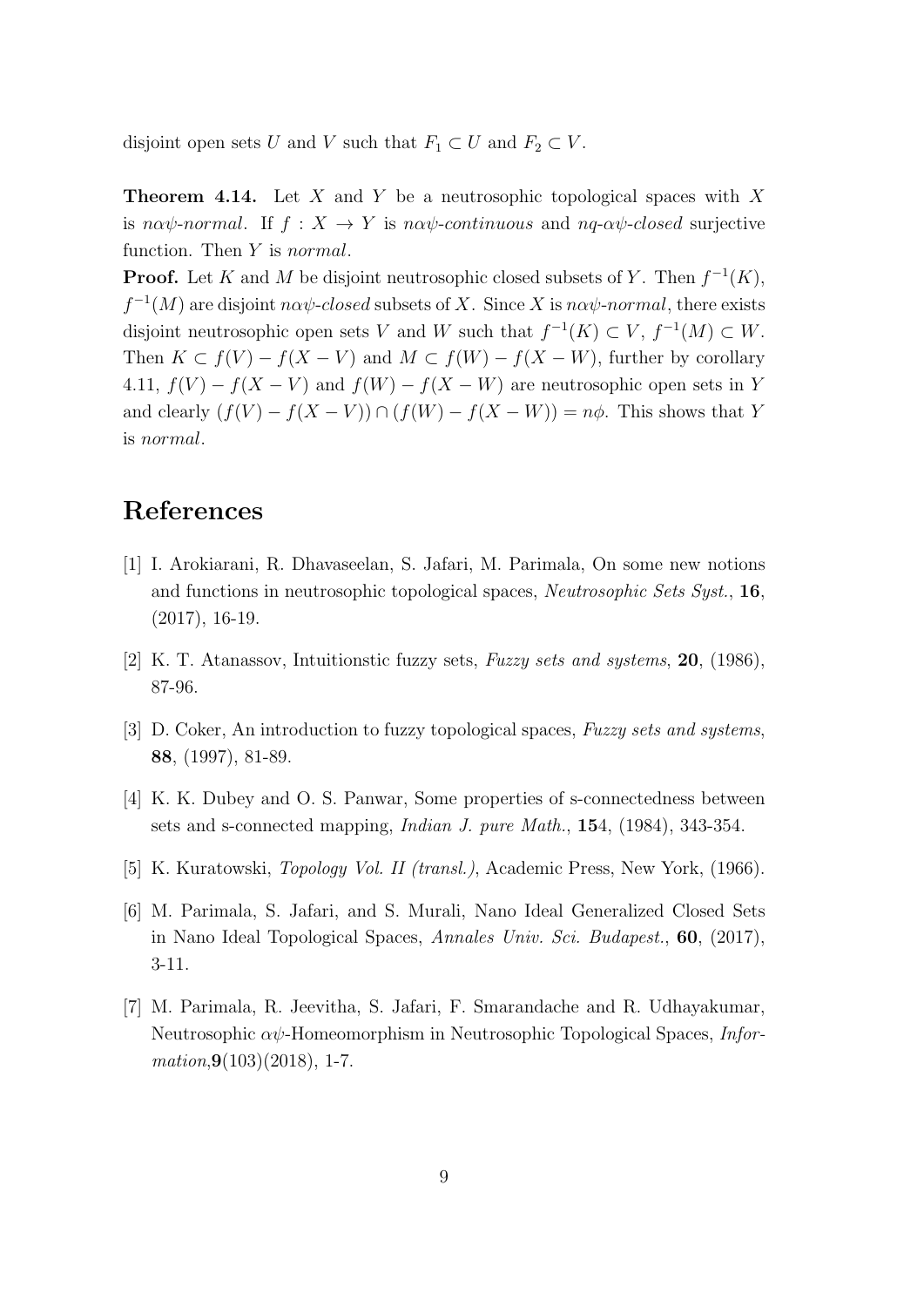disjoint open sets $U$ and $V$ such that $F_1 \subset U$ and $F_2 \subset V$.

**Theorem 4.14.** Let $X$ and $Y$ be a neutrosophic topological spaces with $X$ is *nαψ-normal*. If $f : X \to Y$ is *nαψ-continuous* and *nq-αψ-closed* surjective function. Then $Y$ is *normal*.

**Proof.** Let $K$ and $M$ be disjoint neutrosophic closed subsets of $Y$. Then $f^{-1}(K)$, $f^{-1}(M)$ are disjoint *nαψ-closed* subsets of $X$. Since $X$ is *nαψ-normal*, there exists disjoint neutrosophic open sets $V$ and $W$ such that $f^{-1}(K) \subset V$, $f^{-1}(M) \subset W$. Then $K \subset f(V) - f(X - V)$ and $M \subset f(W) - f(X - W)$, further by corollary 4.11, $f(V) - f(X - V)$ and $f(W) - f(X - W)$ are neutrosophic open sets in $Y$ and clearly $(f(V) - f(X - V)) \cap (f(W) - f(X - W)) = n\phi$. This shows that $Y$ is *normal*.

# References

[1] I. Arokiarani, R. Dhavaseelan, S. Jafari, M. Parimala, On some new notions and functions in neutrosophic topological spaces, *Neutrosophic Sets Syst.*, **16**, (2017), 16-19.

[2] K. T. Atanassov, Intuitionstic fuzzy sets, *Fuzzy sets and systems*, **20**, (1986), 87-96.

[3] D. Coker, An introduction to fuzzy topological spaces, *Fuzzy sets and systems*, **88**, (1997), 81-89.

[4] K. K. Dubey and O. S. Panwar, Some properties of s-connectedness between sets and s-connected mapping, *Indian J. pure Math.*, **15**4, (1984), 343-354.

[5] K. Kuratowski, *Topology Vol. II (transl.)*, Academic Press, New York, (1966).

[6] M. Parimala, S. Jafari, and S. Murali, Nano Ideal Generalized Closed Sets in Nano Ideal Topological Spaces, *Annales Univ. Sci. Budapest.*, **60**, (2017), 3-11.

[7] M. Parimala, R. Jeevitha, S. Jafari, F. Smarandache and R. Udhayakumar, Neutrosophic $\alpha\psi$-Homeomorphism in Neutrosophic Topological Spaces, *Information*,**9**(103)(2018), 1-7.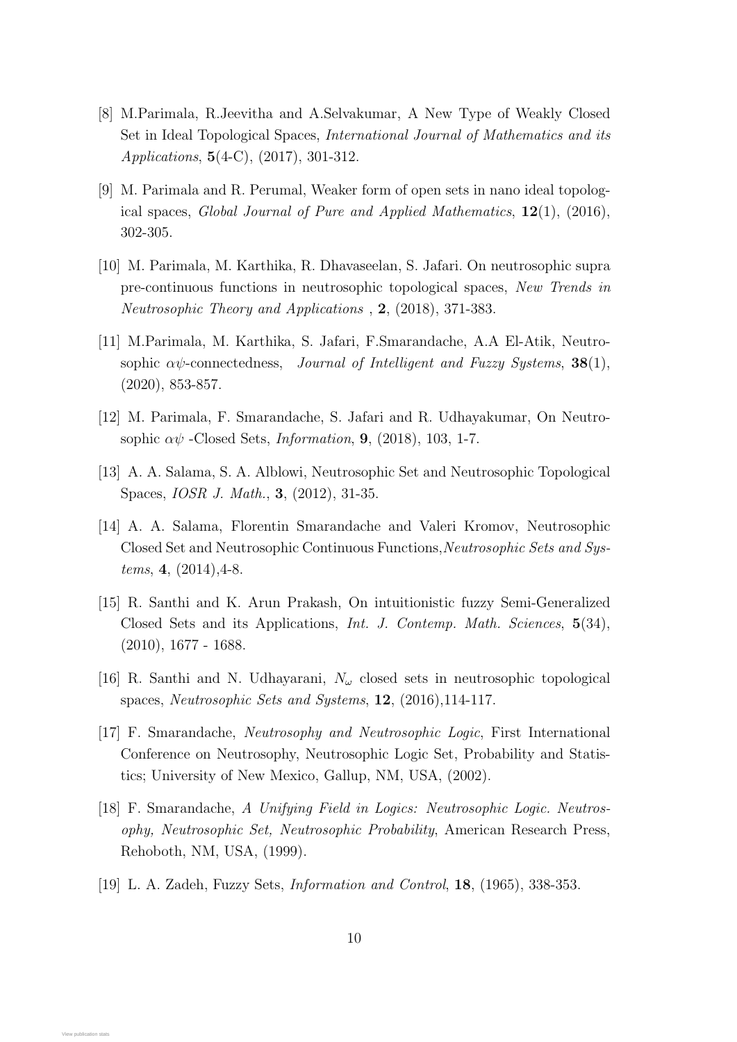[8] M.Parimala, R.Jeevitha and A.Selvakumar, A New Type of Weakly Closed Set in Ideal Topological Spaces, *International Journal of Mathematics and its Applications*, **5**(4-C), (2017), 301-312.

[9] M. Parimala and R. Perumal, Weaker form of open sets in nano ideal topological spaces, *Global Journal of Pure and Applied Mathematics*, **12**(1), (2016), 302-305.

[10] M. Parimala, M. Karthika, R. Dhavaseelan, S. Jafari. On neutrosophic supra pre-continuous functions in neutrosophic topological spaces, *New Trends in Neutrosophic Theory and Applications* , **2**, (2018), 371-383.

[11] M.Parimala, M. Karthika, S. Jafari, F.Smarandache, A.A El-Atik, Neutrosophic $\alpha\psi$-connectedness, *Journal of Intelligent and Fuzzy Systems*, **38**(1), (2020), 853-857.

[12] M. Parimala, F. Smarandache, S. Jafari and R. Udhayakumar, On Neutrosophic $\alpha\psi$ -Closed Sets, *Information*, **9**, (2018), 103, 1-7.

[13] A. A. Salama, S. A. Alblowi, Neutrosophic Set and Neutrosophic Topological Spaces, *IOSR J. Math.*, **3**, (2012), 31-35.

[14] A. A. Salama, Florentin Smarandache and Valeri Kromov, Neutrosophic Closed Set and Neutrosophic Continuous Functions,*Neutrosophic Sets and Systems*, **4**, (2014),4-8.

[15] R. Santhi and K. Arun Prakash, On intuitionistic fuzzy Semi-Generalized Closed Sets and its Applications, *Int. J. Contemp. Math. Sciences*, **5**(34), (2010), 1677 - 1688.

[16] R. Santhi and N. Udhayarani, $N_\omega$ closed sets in neutrosophic topological spaces, *Neutrosophic Sets and Systems*, **12**, (2016),114-117.

[17] F. Smarandache, *Neutrosophy and Neutrosophic Logic*, First International Conference on Neutrosophy, Neutrosophic Logic Set, Probability and Statistics; University of New Mexico, Gallup, NM, USA, (2002).

[18] F. Smarandache, *A Unifying Field in Logics: Neutrosophic Logic. Neutrosophy, Neutrosophic Set, Neutrosophic Probability*, American Research Press, Rehoboth, NM, USA, (1999).

[19] L. A. Zadeh, Fuzzy Sets, *Information and Control*, **18**, (1965), 338-353.